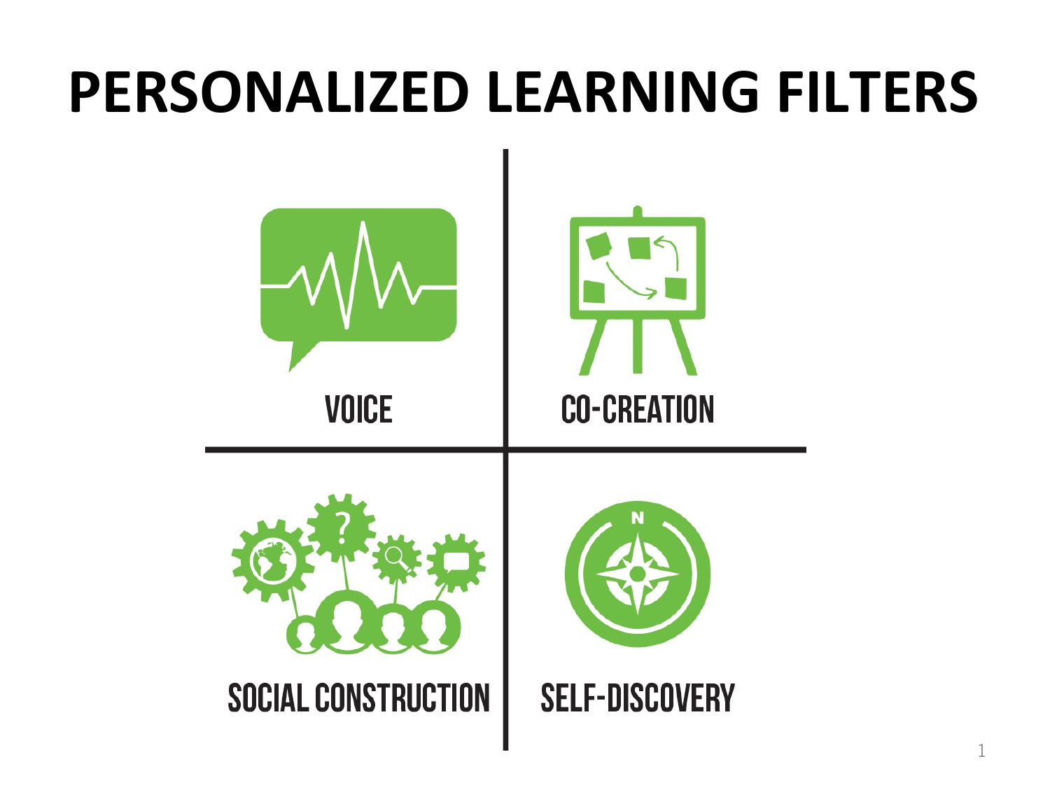# PERSONALIZED LEARNING FILTERS

VOICE

CO-CREATION

SOCIAL CONSTRUCTION

SELF-DISCOVERY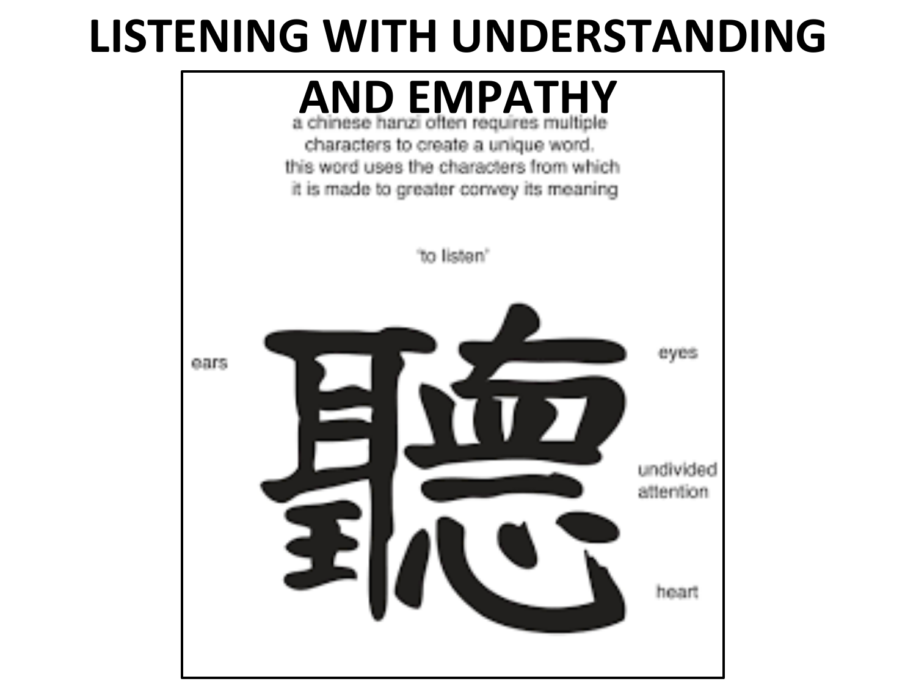# LISTENING WITH UNDERSTANDING AND EMPATHY

a chinese hanzi often requires multiple characters to create a unique word. this word uses the characters from which it is made to greater convey its meaning

'to listen'

ears

聽

eyes

undivided attention

heart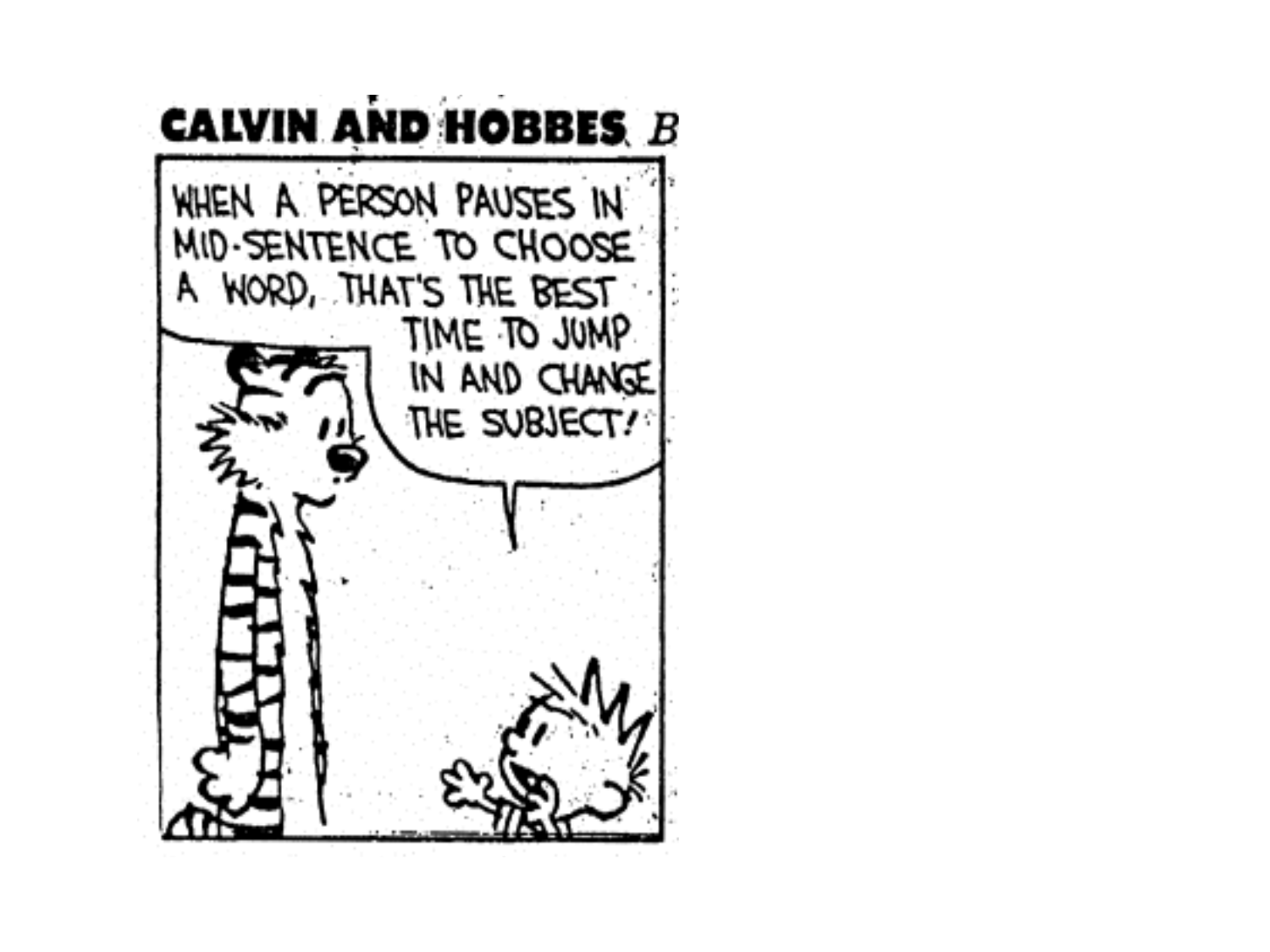CALVIN AND HOBBES B

WHEN A PERSON PAUSES IN MID-SENTENCE TO CHOOSE A WORD, THAT'S THE BEST TIME TO JUMP IN AND CHANGE THE SUBJECT!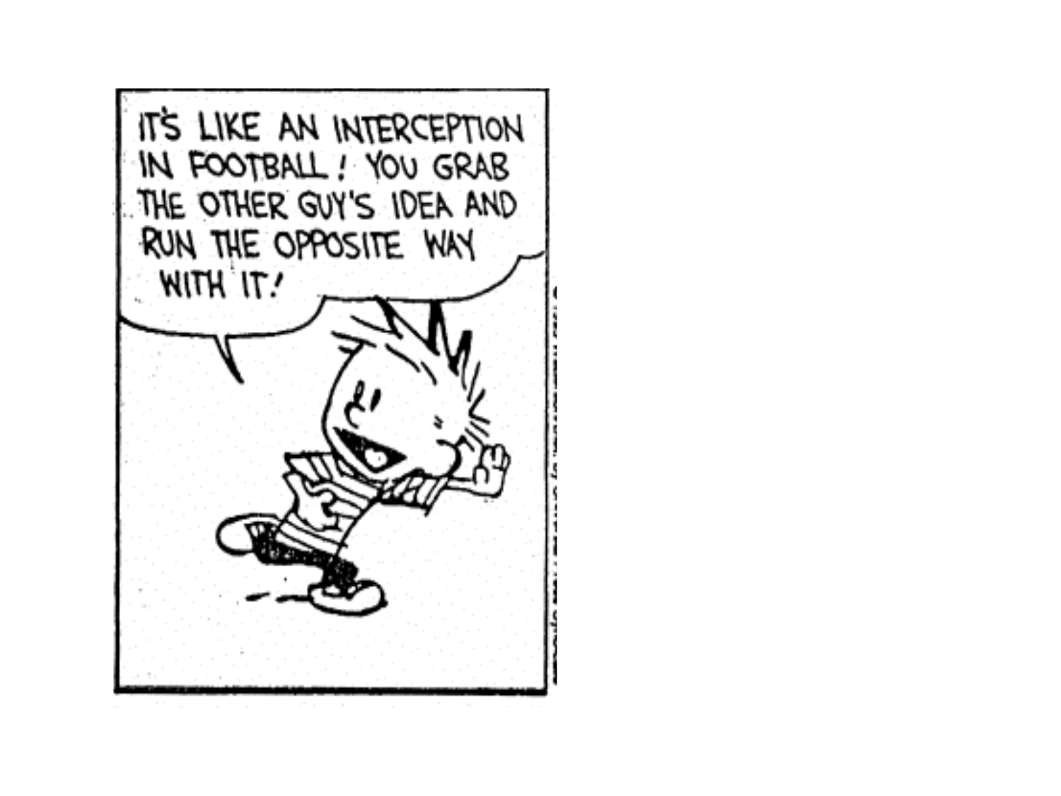IT'S LIKE AN INTERCEPTION IN FOOTBALL! YOU GRAB THE OTHER GUY'S IDEA AND RUN THE OPPOSITE WAY WITH IT!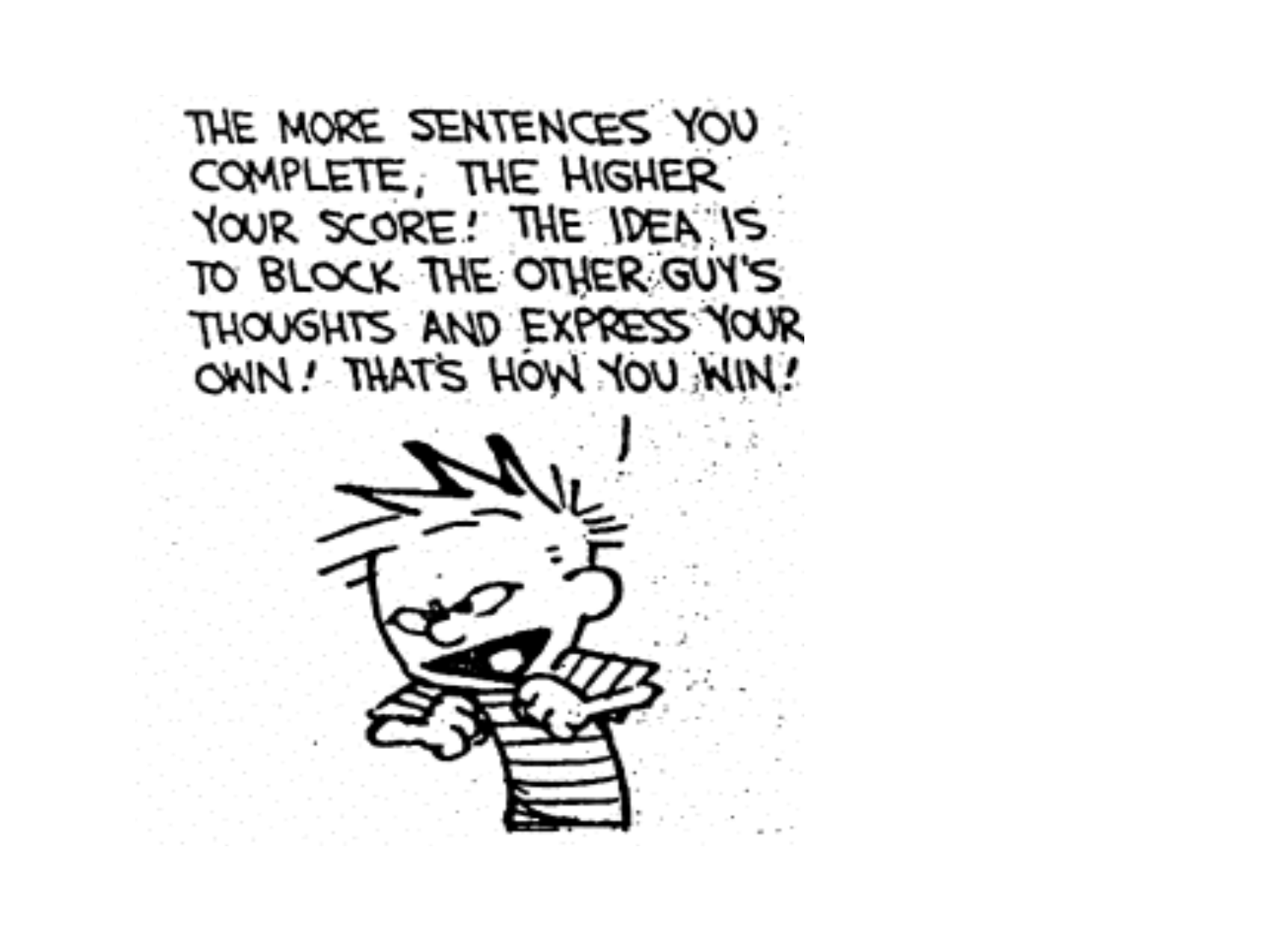THE MORE SENTENCES YOU COMPLETE, THE HIGHER YOUR SCORE! THE IDEA IS TO BLOCK THE OTHER GUY'S THOUGHTS AND EXPRESS YOUR OWN! THAT'S HOW YOU WIN!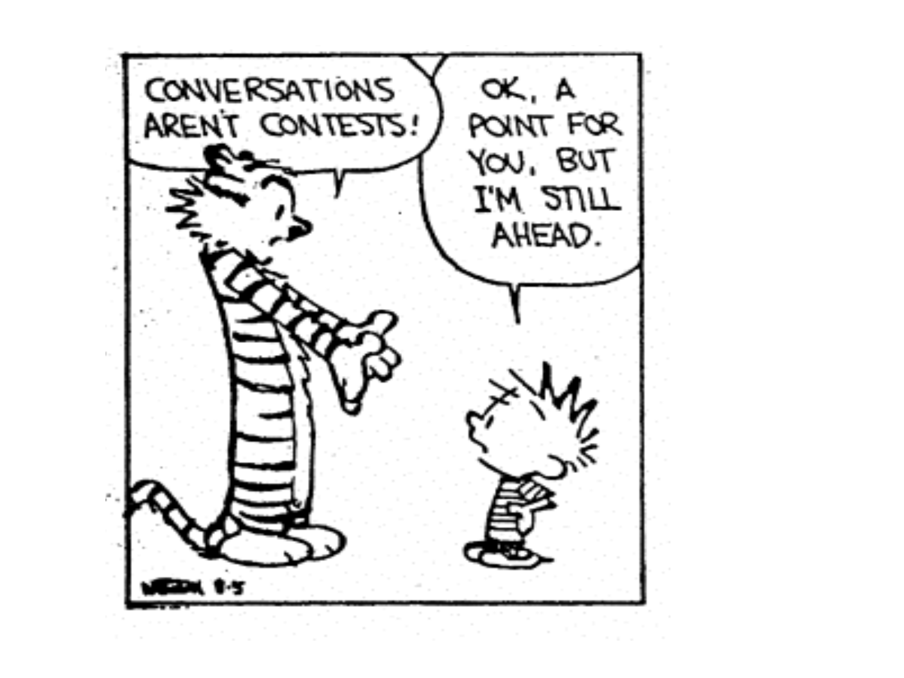CONVERSATIONS AREN'T CONTESTS!

OK, A POINT FOR YOU, BUT I'M STILL AHEAD.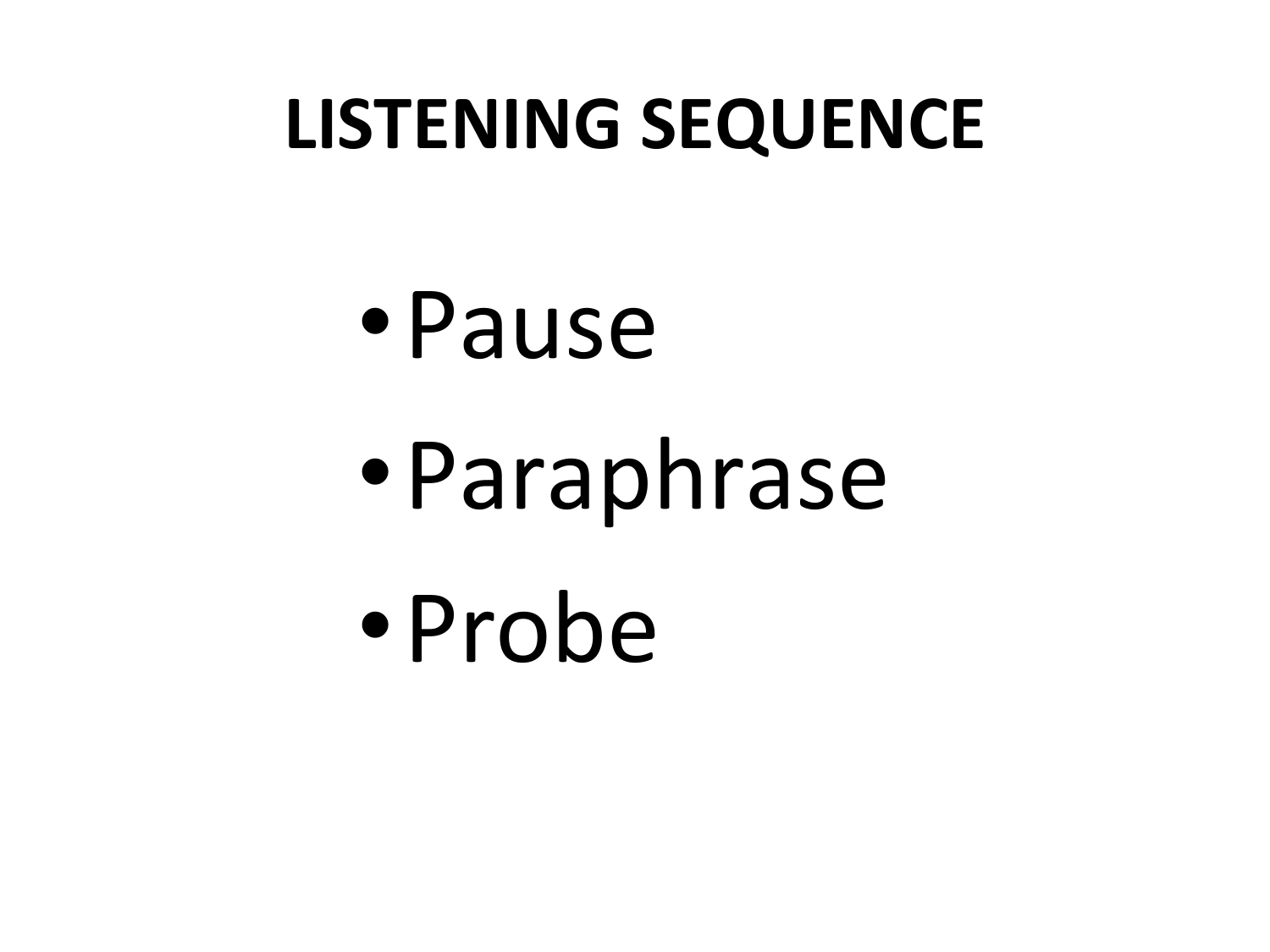# LISTENING SEQUENCE

- Pause
- Paraphrase
- Probe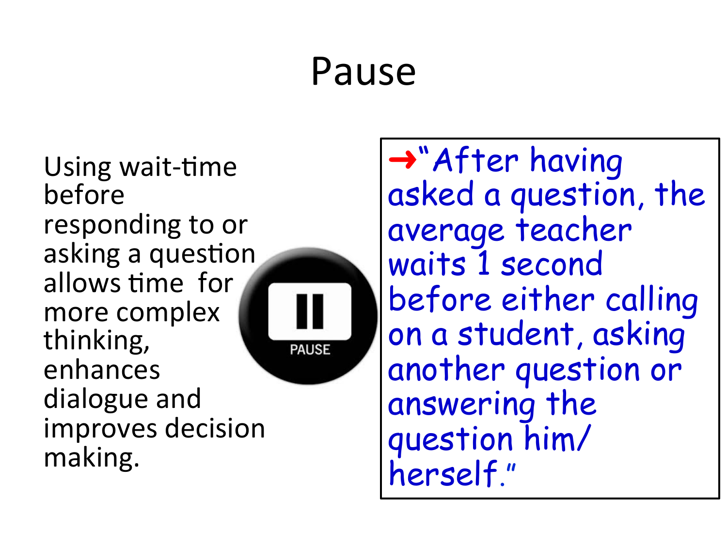# Pause

Using wait-time before responding to or asking a question allows time for more complex thinking, enhances dialogue and improves decision making.

PAUSE

→"After having asked a question, the average teacher waits 1 second before either calling on a student, asking another question or answering the question him/herself."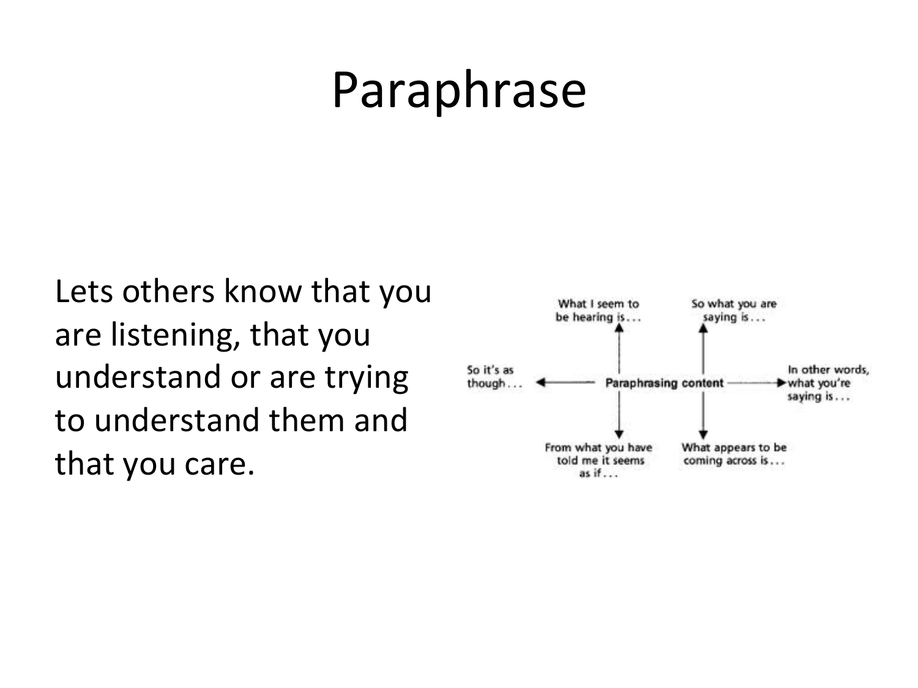# Paraphrase

Lets others know that you are listening, that you understand or are trying to understand them and that you care.

What I seem to be hearing is...

So what you are saying is...

So it's as though...

Paraphrasing content

In other words, what you're saying is...

From what you have told me it seems as if...

What appears to be coming across is...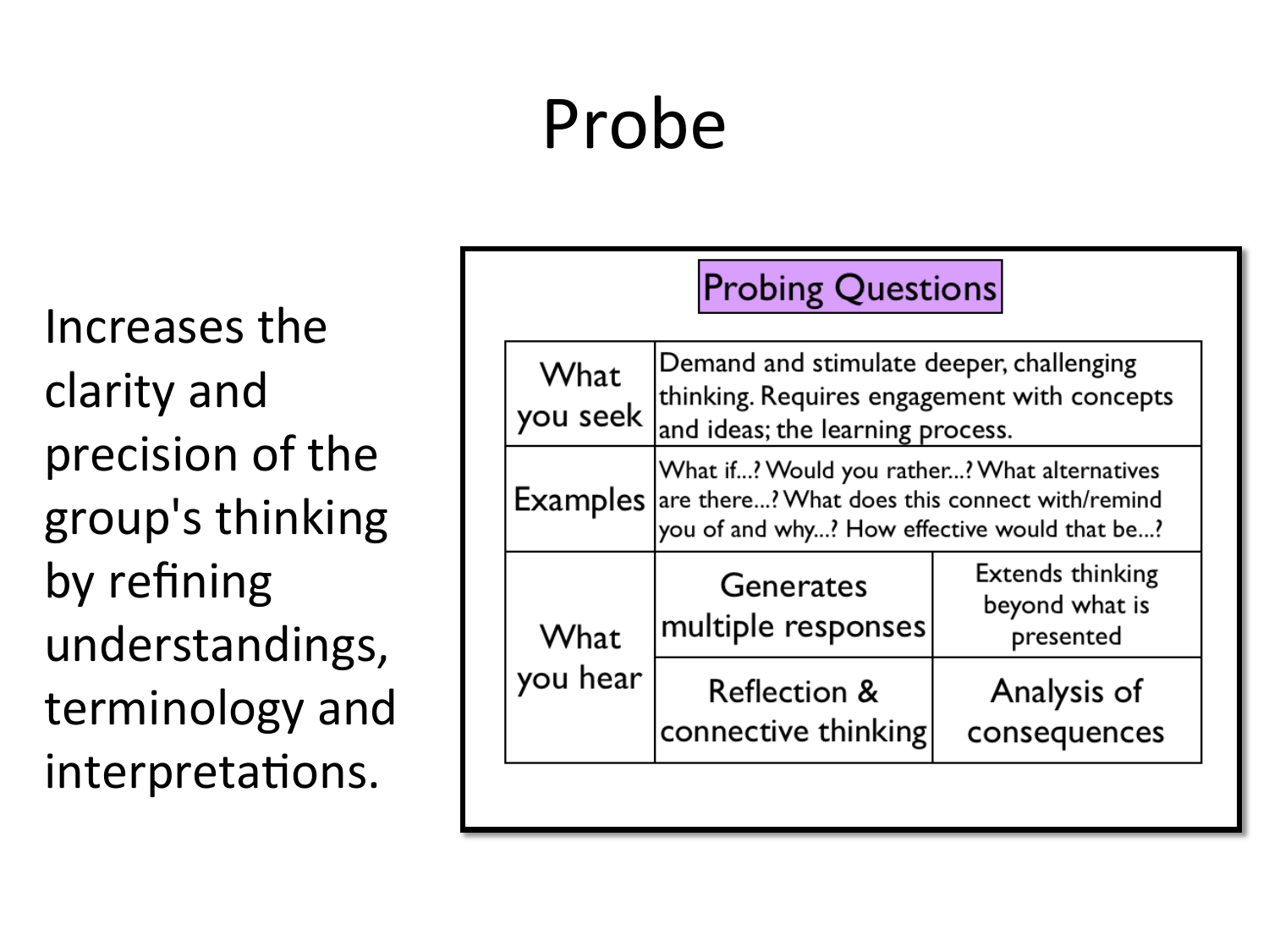# Probe

Increases the clarity and precision of the group's thinking by refining understandings, terminology and interpretations.

**Probing Questions**

| | | |
|---|---|---|
| What you seek | Demand and stimulate deeper, challenging thinking. Requires engagement with concepts and ideas; the learning process. | |
| Examples | What if...? Would you rather...? What alternatives are there...? What does this connect with/remind you of and why...? How effective would that be...? | |
| What you hear | Generates multiple responses | Extends thinking beyond what is presented |
| | Reflection & connective thinking | Analysis of consequences |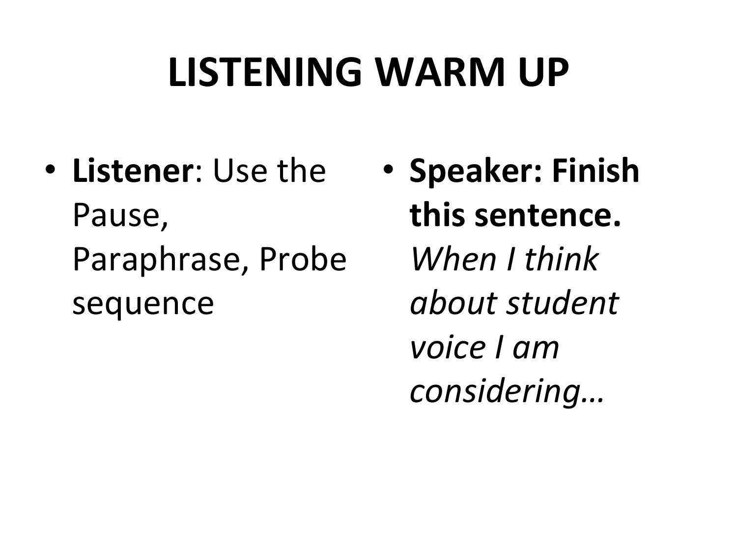# LISTENING WARM UP

- **Listener**: Use the Pause, Paraphrase, Probe sequence
- **Speaker: Finish this sentence.** *When I think about student voice I am considering…*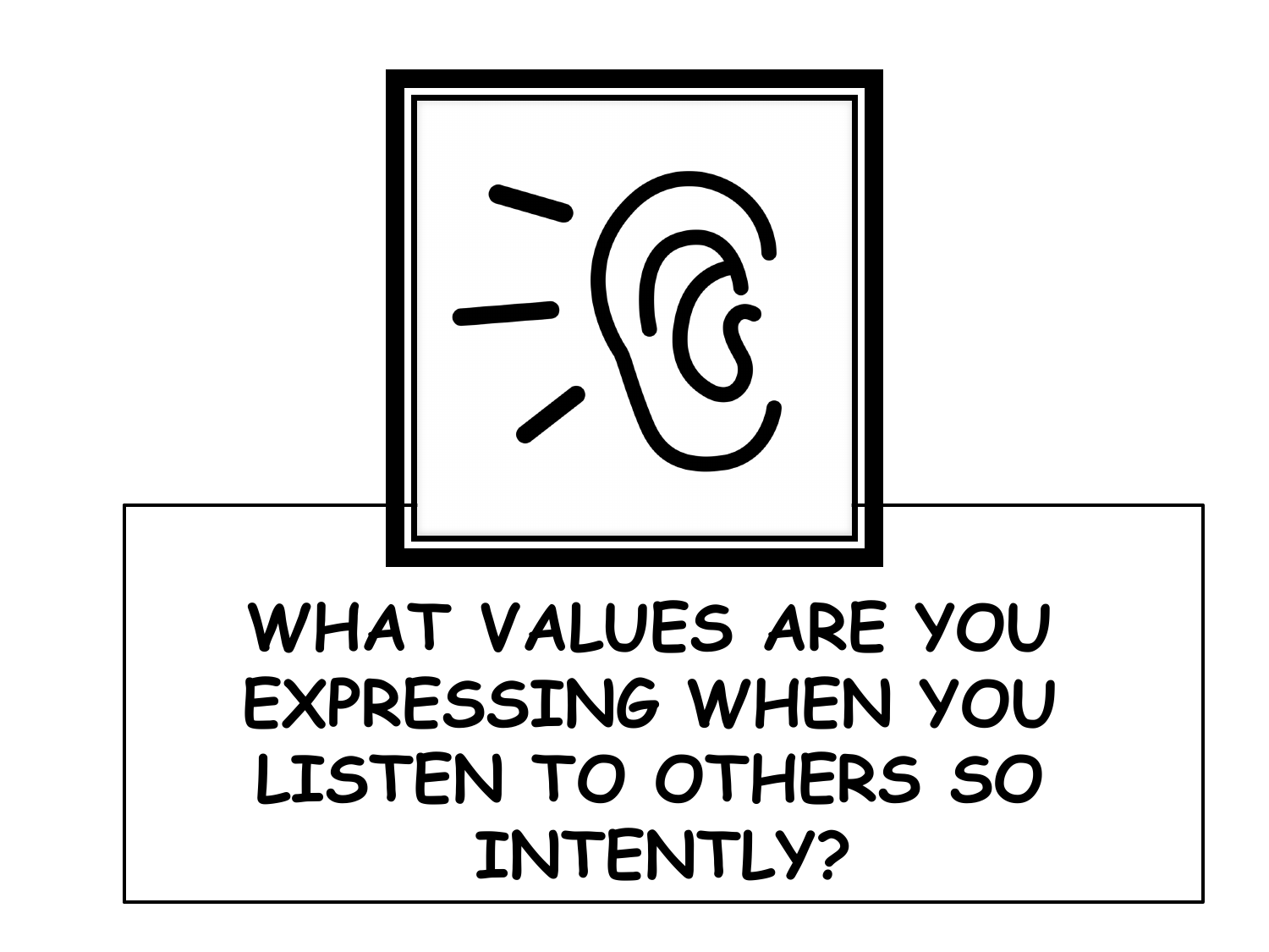WHAT VALUES ARE YOU EXPRESSING WHEN YOU LISTEN TO OTHERS SO INTENTLY?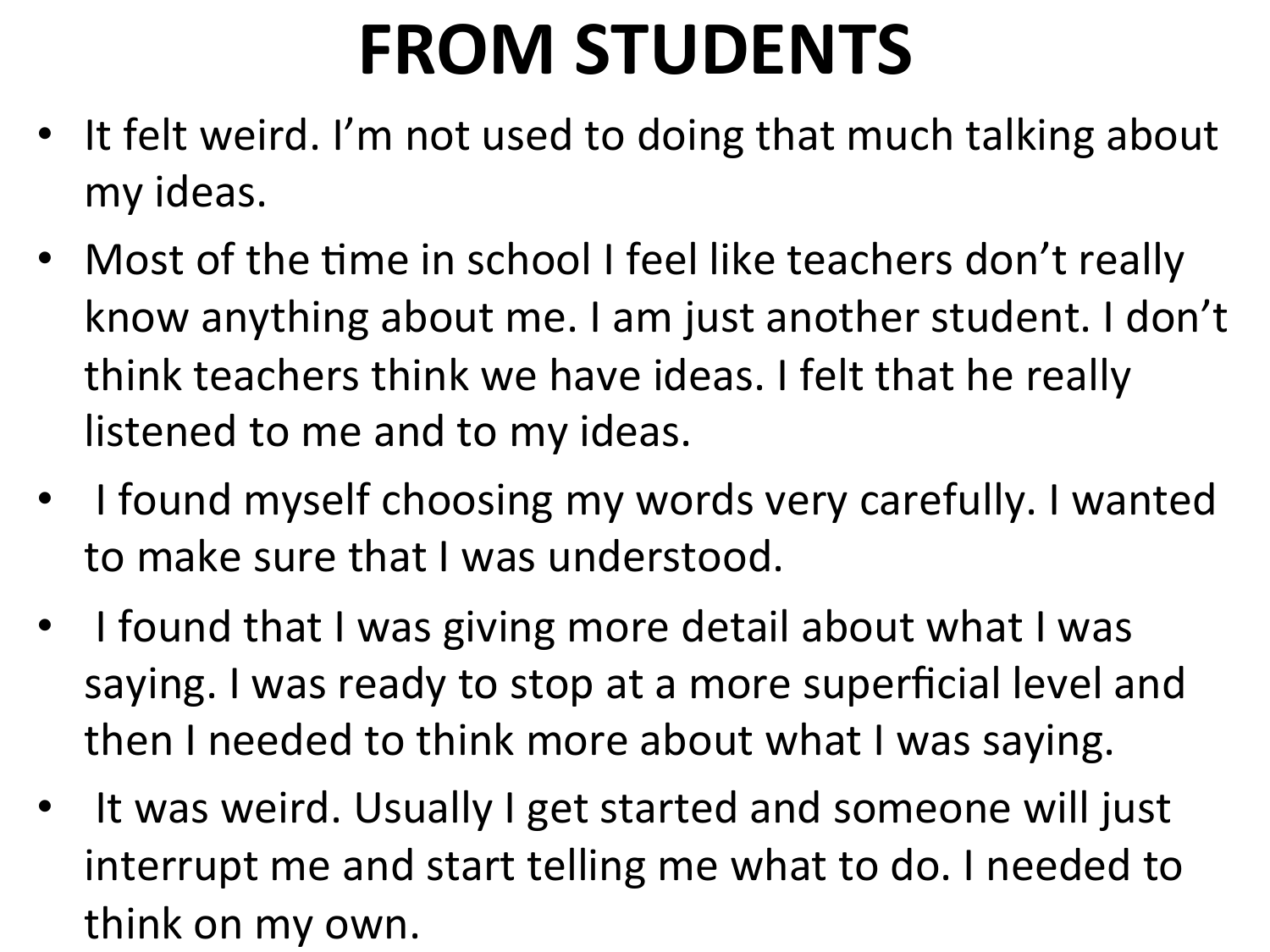# FROM STUDENTS

- It felt weird. I'm not used to doing that much talking about my ideas.
- Most of the time in school I feel like teachers don't really know anything about me. I am just another student. I don't think teachers think we have ideas. I felt that he really listened to me and to my ideas.
- I found myself choosing my words very carefully. I wanted to make sure that I was understood.
- I found that I was giving more detail about what I was saying. I was ready to stop at a more superficial level and then I needed to think more about what I was saying.
- It was weird. Usually I get started and someone will just interrupt me and start telling me what to do. I needed to think on my own.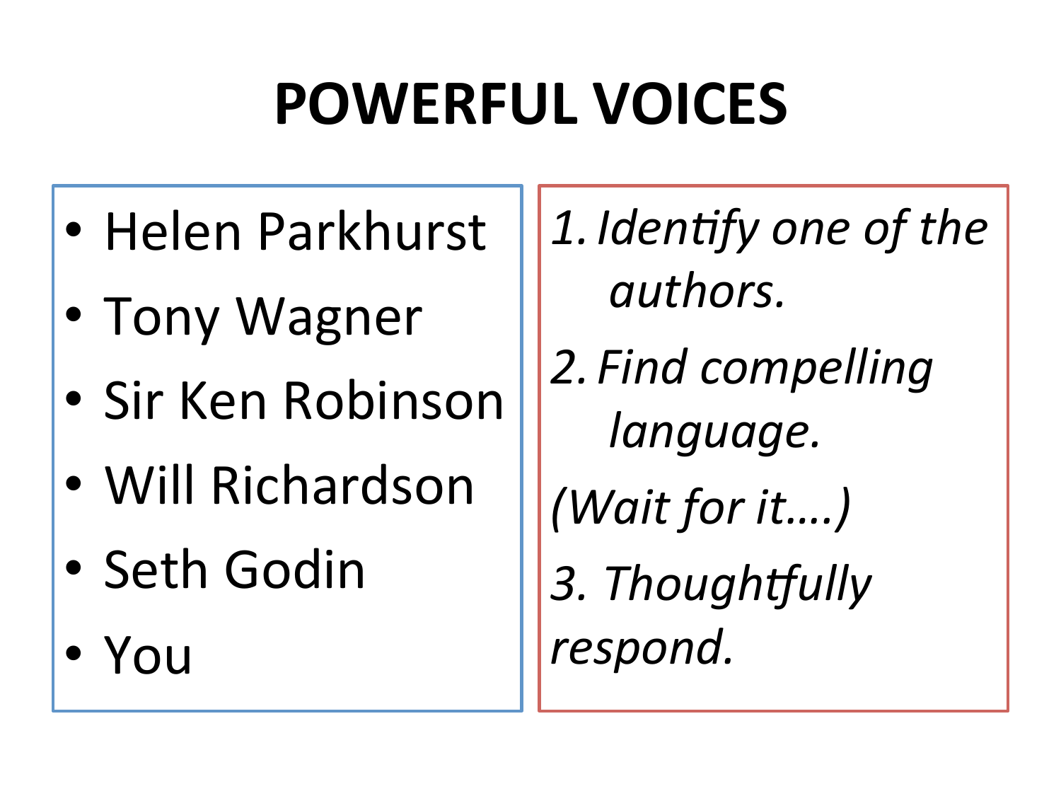# POWERFUL VOICES

- Helen Parkhurst
- Tony Wagner
- Sir Ken Robinson
- Will Richardson
- Seth Godin
- You

*1. Identify one of the authors.*

*2. Find compelling language.*

*(Wait for it….)*

*3. Thoughtfully respond.*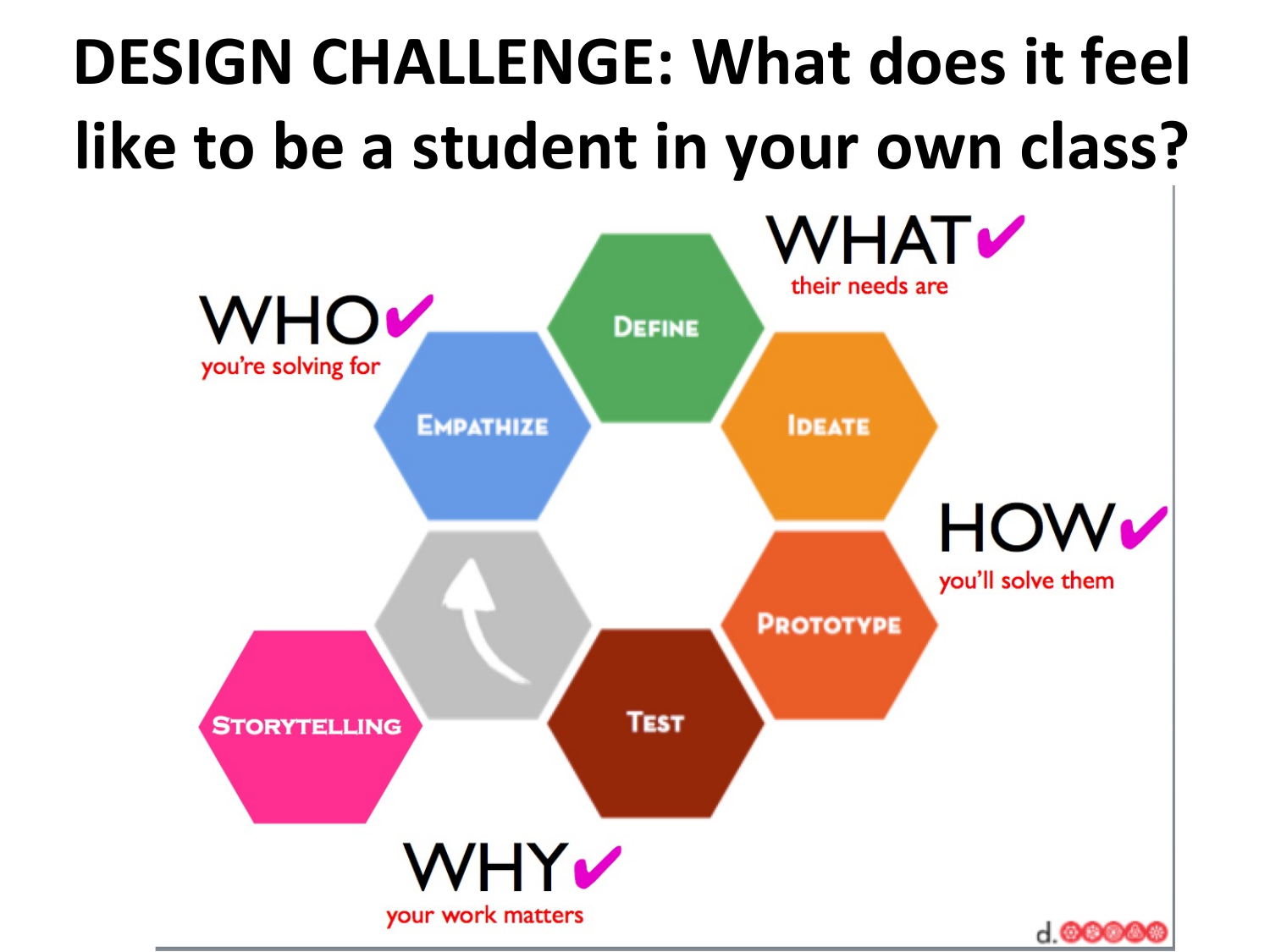# DESIGN CHALLENGE: What does it feel like to be a student in your own class?

WHO ✔ you're solving for

WHAT ✔ their needs are

HOW ✔ you'll solve them

WHY ✔ your work matters

EMPATHIZE

DEFINE

IDEATE

PROTOTYPE

TEST

STORYTELLING